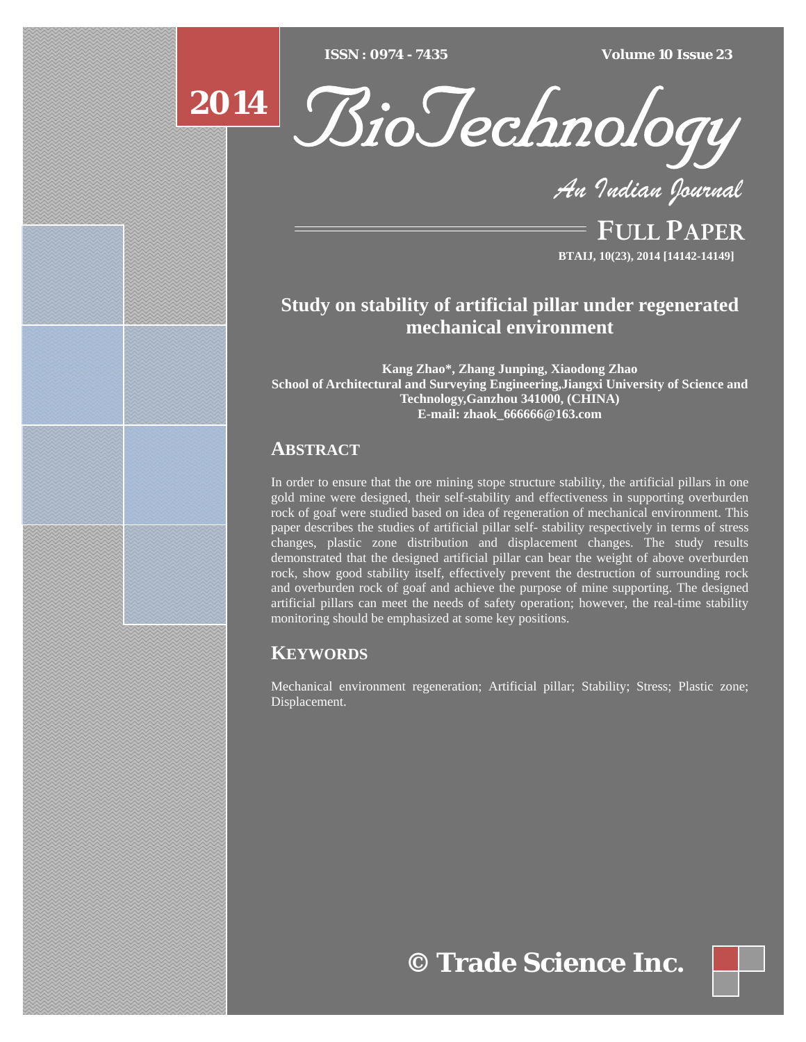# Study on stability of artificial pillar under regenerated mechanical environment

**Kang Zhao*, Zhang Junping, Xiaodong Zhao**
**School of Architectural and Surveying Engineering,Jiangxi University of Science and Technology,Ganzhou 341000, (CHINA)**
**E-mail: zhaok_666666@163.com**

## ABSTRACT

In order to ensure that the ore mining stope structure stability, the artificial pillars in one gold mine were designed, their self-stability and effectiveness in supporting overburden rock of goaf were studied based on idea of regeneration of mechanical environment. This paper describes the studies of artificial pillar self- stability respectively in terms of stress changes, plastic zone distribution and displacement changes. The study results demonstrated that the designed artificial pillar can bear the weight of above overburden rock, show good stability itself, effectively prevent the destruction of surrounding rock and overburden rock of goaf and achieve the purpose of mine supporting. The designed artificial pillars can meet the needs of safety operation; however, the real-time stability monitoring should be emphasized at some key positions.

## KEYWORDS

Mechanical environment regeneration; Artificial pillar; Stability; Stress; Plastic zone; Displacement.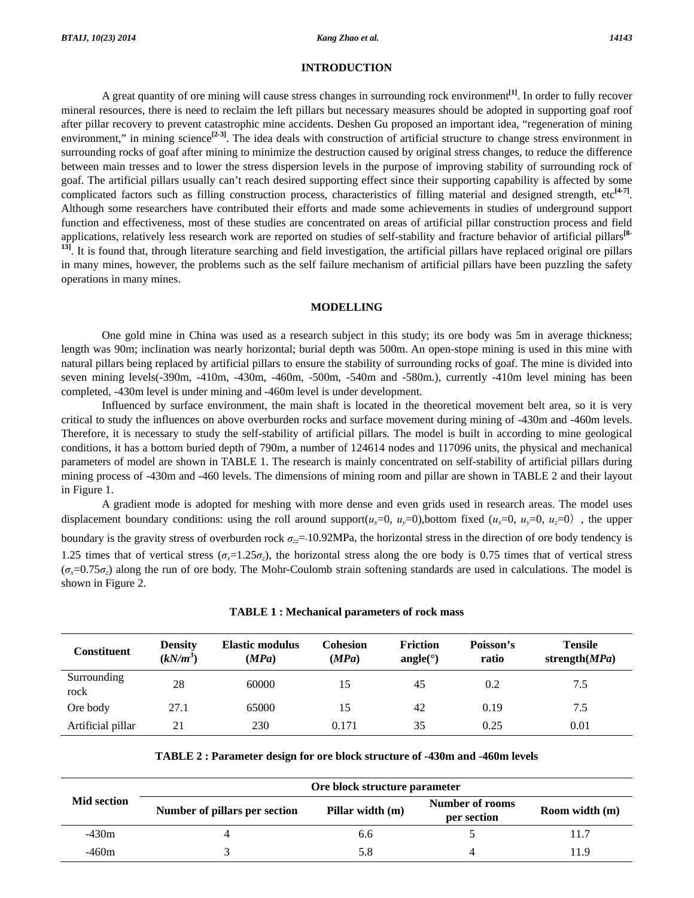## INTRODUCTION

A great quantity of ore mining will cause stress changes in surrounding rock environment[1]. In order to fully recover mineral resources, there is need to reclaim the left pillars but necessary measures should be adopted in supporting goaf roof after pillar recovery to prevent catastrophic mine accidents. Deshen Gu proposed an important idea, “regeneration of mining environment,” in mining science[2-3]. The idea deals with construction of artificial structure to change stress environment in surrounding rocks of goaf after mining to minimize the destruction caused by original stress changes, to reduce the difference between main tresses and to lower the stress dispersion levels in the purpose of improving stability of surrounding rock of goaf. The artificial pillars usually can’t reach desired supporting effect since their supporting capability is affected by some complicated factors such as filling construction process, characteristics of filling material and designed strength, etc[4-7]. Although some researchers have contributed their efforts and made some achievements in studies of underground support function and effectiveness, most of these studies are concentrated on areas of artificial pillar construction process and field applications, relatively less research work are reported on studies of self-stability and fracture behavior of artificial pillars[8-13]. It is found that, through literature searching and field investigation, the artificial pillars have replaced original ore pillars in many mines, however, the problems such as the self failure mechanism of artificial pillars have been puzzling the safety operations in many mines.

## MODELLING

One gold mine in China was used as a research subject in this study; its ore body was 5m in average thickness; length was 90m; inclination was nearly horizontal; burial depth was 500m. An open-stope mining is used in this mine with natural pillars being replaced by artificial pillars to ensure the stability of surrounding rocks of goaf. The mine is divided into seven mining levels(-390m, -410m, -430m, -460m, -500m, -540m and -580m.), currently -410m level mining has been completed, -430m level is under mining and -460m level is under development.

Influenced by surface environment, the main shaft is located in the theoretical movement belt area, so it is very critical to study the influences on above overburden rocks and surface movement during mining of -430m and -460m levels. Therefore, it is necessary to study the self-stability of artificial pillars. The model is built in according to mine geological conditions, it has a bottom buried depth of 790m, a number of 124614 nodes and 117096 units, the physical and mechanical parameters of model are shown in TABLE 1. The research is mainly concentrated on self-stability of artificial pillars during mining process of -430m and -460 levels. The dimensions of mining room and pillar are shown in TABLE 2 and their layout in Figure 1.

A gradient mode is adopted for meshing with more dense and even grids used in research areas. The model uses displacement boundary conditions: using the roll around support($u_x$=0, $u_y$=0),bottom fixed ($u_x$=0, $u_y$=0, $u_z$=0）, the upper boundary is the gravity stress of overburden rock $\sigma_{zz}$=-10.92MPa, the horizontal stress in the direction of ore body tendency is 1.25 times that of vertical stress ($\sigma_x$=1.25$\sigma_z$), the horizontal stress along the ore body is 0.75 times that of vertical stress ($\sigma_x$=0.75$\sigma_z$) along the run of ore body. The Mohr-Coulomb strain softening standards are used in calculations. The model is shown in Figure 2.

**TABLE 1 : Mechanical parameters of rock mass**

| Constituent | Density ($kN/m^3$) | Elastic modulus (*MPa*) | Cohesion (*MPa*) | Friction angle(°) | Poisson’s ratio | Tensile strength(*MPa*) |
|---|---|---|---|---|---|---|
| Surrounding rock | 28 | 60000 | 15 | 45 | 0.2 | 7.5 |
| Ore body | 27.1 | 65000 | 15 | 42 | 0.19 | 7.5 |
| Artificial pillar | 21 | 230 | 0.171 | 35 | 0.25 | 0.01 |

**TABLE 2 : Parameter design for ore block structure of -430m and -460m levels**

| Mid section | Ore block structure parameter | | | |
|---|---|---|---|---|
| | Number of pillars per section | Pillar width (m) | Number of rooms per section | Room width (m) |
| -430m | 4 | 6.6 | 5 | 11.7 |
| -460m | 3 | 5.8 | 4 | 11.9 |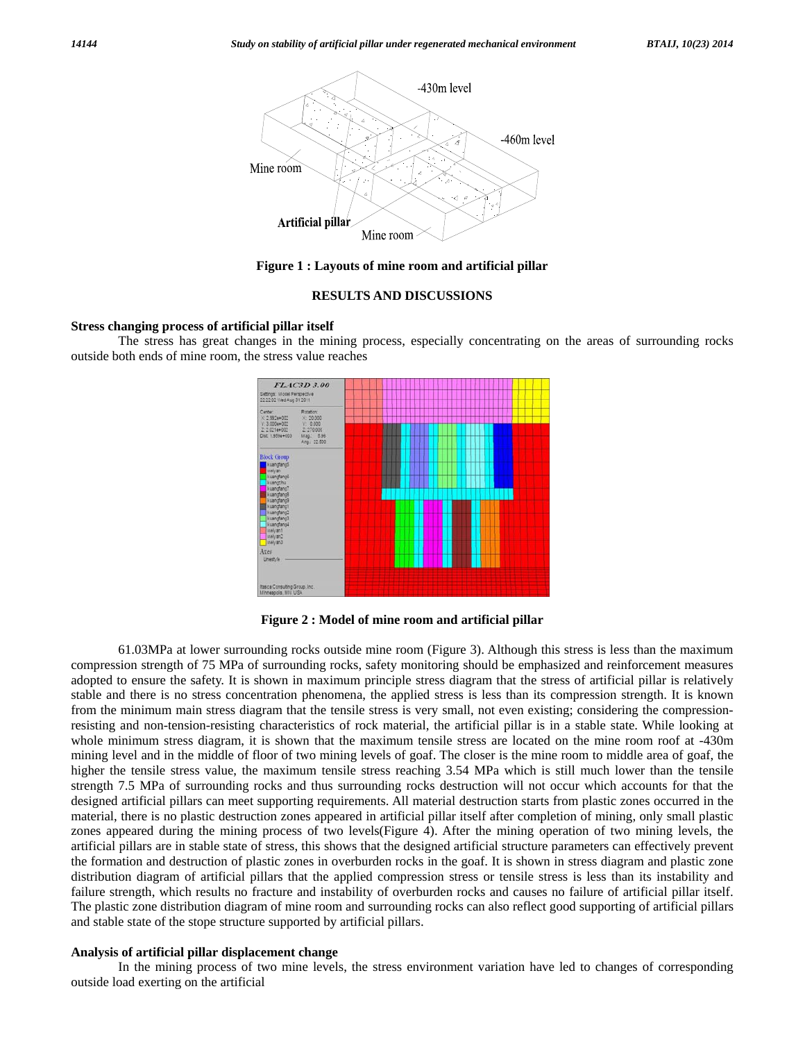Figure 1 : Layouts of mine room and artificial pillar

## RESULTS AND DISCUSSIONS

### Stress changing process of artificial pillar itself

The stress has great changes in the mining process, especially concentrating on the areas of surrounding rocks outside both ends of mine room, the stress value reaches

Figure 2 : Model of mine room and artificial pillar

61.03MPa at lower surrounding rocks outside mine room (Figure 3). Although this stress is less than the maximum compression strength of 75 MPa of surrounding rocks, safety monitoring should be emphasized and reinforcement measures adopted to ensure the safety. It is shown in maximum principle stress diagram that the stress of artificial pillar is relatively stable and there is no stress concentration phenomena, the applied stress is less than its compression strength. It is known from the minimum main stress diagram that the tensile stress is very small, not even existing; considering the compression-resisting and non-tension-resisting characteristics of rock material, the artificial pillar is in a stable state. While looking at whole minimum stress diagram, it is shown that the maximum tensile stress are located on the mine room roof at -430m mining level and in the middle of floor of two mining levels of goaf. The closer is the mine room to middle area of goaf, the higher the tensile stress value, the maximum tensile stress reaching 3.54 MPa which is still much lower than the tensile strength 7.5 MPa of surrounding rocks and thus surrounding rocks destruction will not occur which accounts for that the designed artificial pillars can meet supporting requirements. All material destruction starts from plastic zones occurred in the material, there is no plastic destruction zones appeared in artificial pillar itself after completion of mining, only small plastic zones appeared during the mining process of two levels(Figure 4). After the mining operation of two mining levels, the artificial pillars are in stable state of stress, this shows that the designed artificial structure parameters can effectively prevent the formation and destruction of plastic zones in overburden rocks in the goaf. It is shown in stress diagram and plastic zone distribution diagram of artificial pillars that the applied compression stress or tensile stress is less than its instability and failure strength, which results no fracture and instability of overburden rocks and causes no failure of artificial pillar itself. The plastic zone distribution diagram of mine room and surrounding rocks can also reflect good supporting of artificial pillars and stable state of the stope structure supported by artificial pillars.

### Analysis of artificial pillar displacement change

In the mining process of two mine levels, the stress environment variation have led to changes of corresponding outside load exerting on the artificial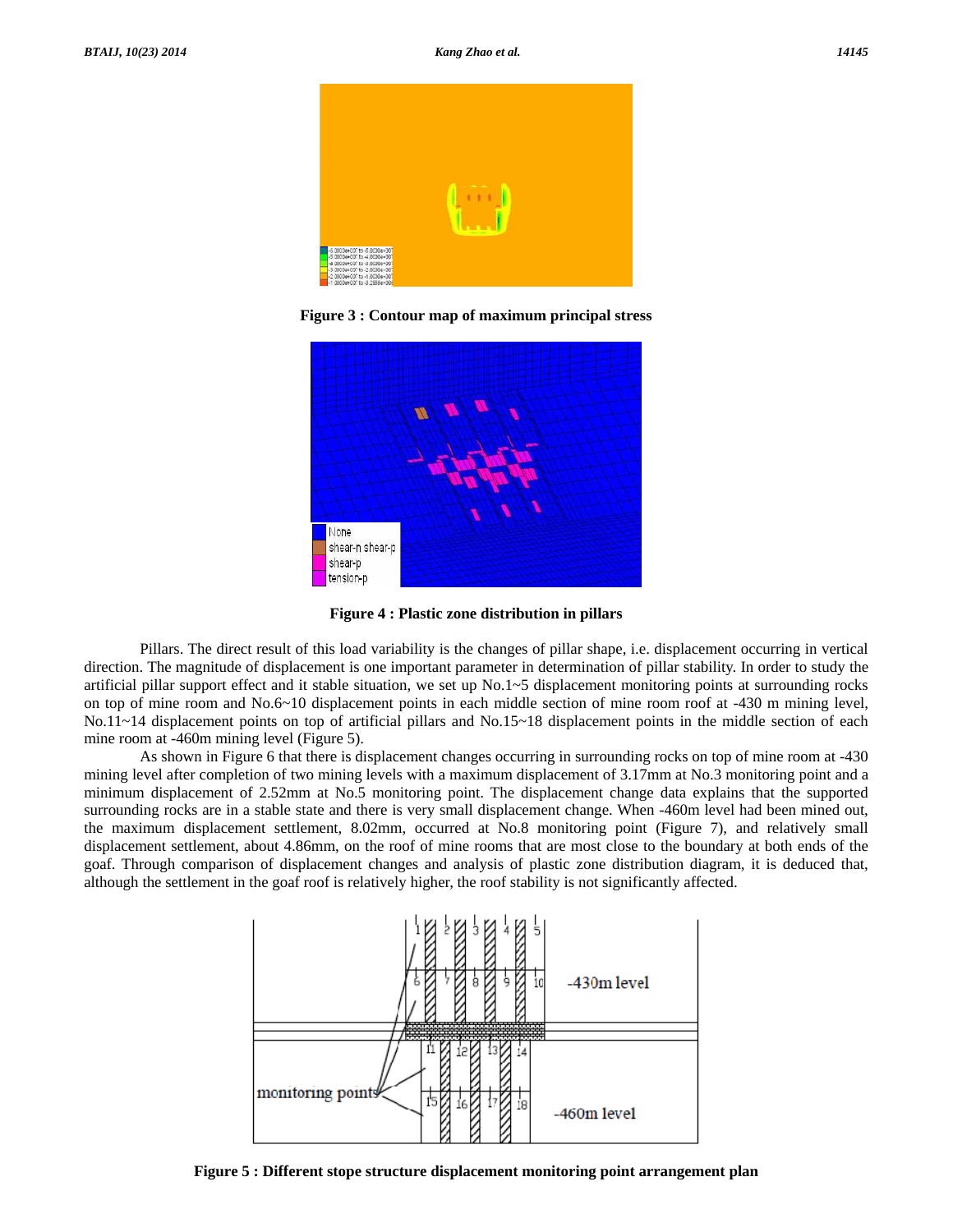Figure 3 : Contour map of maximum principal stress

Figure 4 : Plastic zone distribution in pillars

Pillars. The direct result of this load variability is the changes of pillar shape, i.e. displacement occurring in vertical direction. The magnitude of displacement is one important parameter in determination of pillar stability. In order to study the artificial pillar support effect and it stable situation, we set up No.1~5 displacement monitoring points at surrounding rocks on top of mine room and No.6~10 displacement points in each middle section of mine room roof at -430 m mining level, No.11~14 displacement points on top of artificial pillars and No.15~18 displacement points in the middle section of each mine room at -460m mining level (Figure 5).

As shown in Figure 6 that there is displacement changes occurring in surrounding rocks on top of mine room at -430 mining level after completion of two mining levels with a maximum displacement of 3.17mm at No.3 monitoring point and a minimum displacement of 2.52mm at No.5 monitoring point. The displacement change data explains that the supported surrounding rocks are in a stable state and there is very small displacement change. When -460m level had been mined out, the maximum displacement settlement, 8.02mm, occurred at No.8 monitoring point (Figure 7), and relatively small displacement settlement, about 4.86mm, on the roof of mine rooms that are most close to the boundary at both ends of the goaf. Through comparison of displacement changes and analysis of plastic zone distribution diagram, it is deduced that, although the settlement in the goaf roof is relatively higher, the roof stability is not significantly affected.

Figure 5 : Different stope structure displacement monitoring point arrangement plan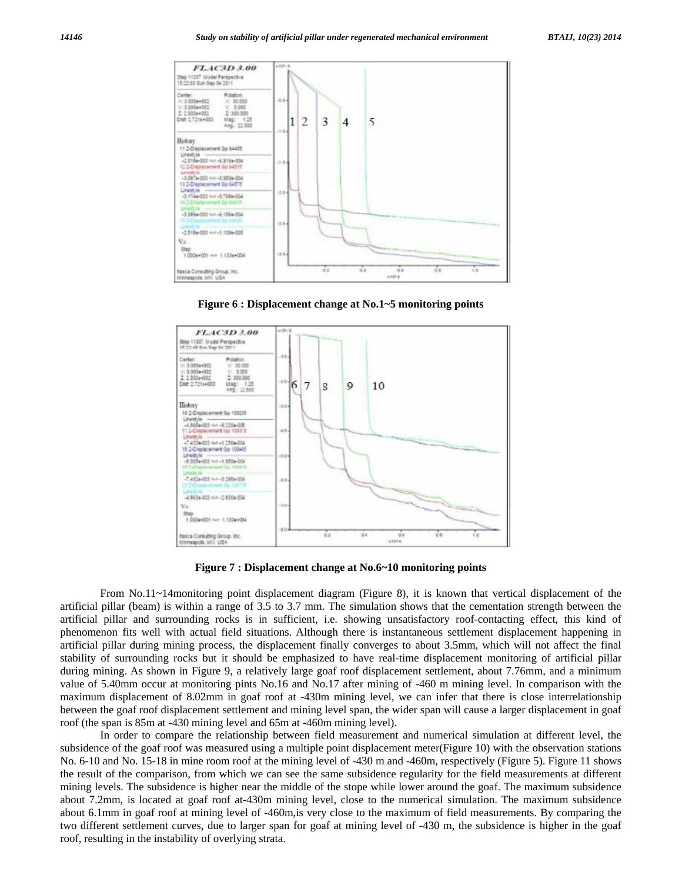**Figure 6 : Displacement change at No.1~5 monitoring points**

**Figure 7 : Displacement change at No.6~10 monitoring points**

From No.11~14monitoring point displacement diagram (Figure 8), it is known that vertical displacement of the artificial pillar (beam) is within a range of 3.5 to 3.7 mm. The simulation shows that the cementation strength between the artificial pillar and surrounding rocks is in sufficient, i.e. showing unsatisfactory roof-contacting effect, this kind of phenomenon fits well with actual field situations. Although there is instantaneous settlement displacement happening in artificial pillar during mining process, the displacement finally converges to about 3.5mm, which will not affect the final stability of surrounding rocks but it should be emphasized to have real-time displacement monitoring of artificial pillar during mining. As shown in Figure 9, a relatively large goaf roof displacement settlement, about 7.76mm, and a minimum value of 5.40mm occur at monitoring pints No.16 and No.17 after mining of -460 m mining level. In comparison with the maximum displacement of 8.02mm in goaf roof at -430m mining level, we can infer that there is close interrelationship between the goaf roof displacement settlement and mining level span, the wider span will cause a larger displacement in goaf roof (the span is 85m at -430 mining level and 65m at -460m mining level).

In order to compare the relationship between field measurement and numerical simulation at different level, the subsidence of the goaf roof was measured using a multiple point displacement meter(Figure 10) with the observation stations No. 6-10 and No. 15-18 in mine room roof at the mining level of -430 m and -460m, respectively (Figure 5). Figure 11 shows the result of the comparison, from which we can see the same subsidence regularity for the field measurements at different mining levels. The subsidence is higher near the middle of the stope while lower around the goaf. The maximum subsidence about 7.2mm, is located at goaf roof at-430m mining level, close to the numerical simulation. The maximum subsidence about 6.1mm in goaf roof at mining level of -460m,is very close to the maximum of field measurements. By comparing the two different settlement curves, due to larger span for goaf at mining level of -430 m, the subsidence is higher in the goaf roof, resulting in the instability of overlying strata.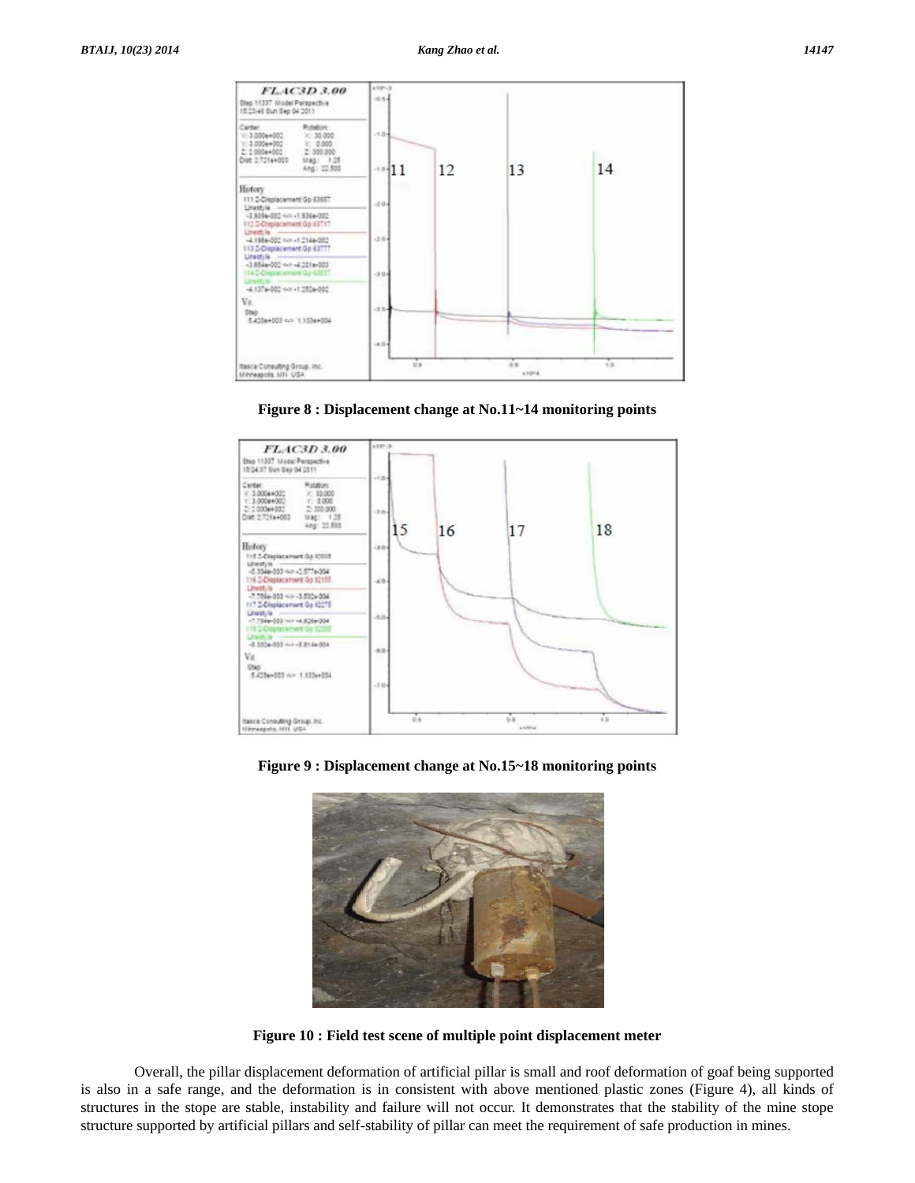Figure 8 : Displacement change at No.11~14 monitoring points

Figure 9 : Displacement change at No.15~18 monitoring points

Figure 10 : Field test scene of multiple point displacement meter

Overall, the pillar displacement deformation of artificial pillar is small and roof deformation of goaf being supported is also in a safe range, and the deformation is in consistent with above mentioned plastic zones (Figure 4), all kinds of structures in the stope are stable, instability and failure will not occur. It demonstrates that the stability of the mine stope structure supported by artificial pillars and self-stability of pillar can meet the requirement of safe production in mines.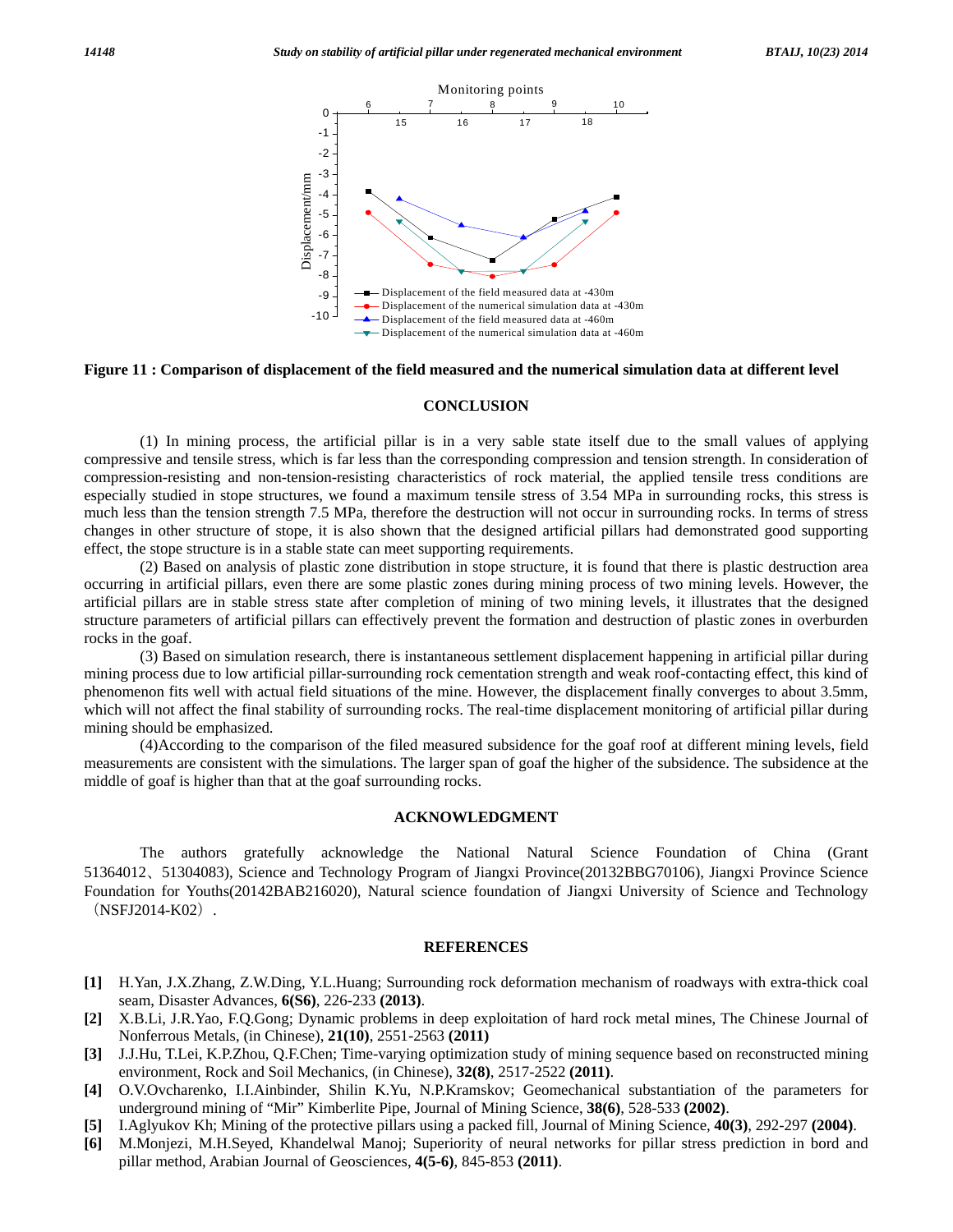Figure 11 : Comparison of displacement of the field measured and the numerical simulation data at different level

## CONCLUSION

(1) In mining process, the artificial pillar is in a very sable state itself due to the small values of applying compressive and tensile stress, which is far less than the corresponding compression and tension strength. In consideration of compression-resisting and non-tension-resisting characteristics of rock material, the applied tensile tress conditions are especially studied in stope structures, we found a maximum tensile stress of 3.54 MPa in surrounding rocks, this stress is much less than the tension strength 7.5 MPa, therefore the destruction will not occur in surrounding rocks. In terms of stress changes in other structure of stope, it is also shown that the designed artificial pillars had demonstrated good supporting effect, the stope structure is in a stable state can meet supporting requirements.

(2) Based on analysis of plastic zone distribution in stope structure, it is found that there is plastic destruction area occurring in artificial pillars, even there are some plastic zones during mining process of two mining levels. However, the artificial pillars are in stable stress state after completion of mining of two mining levels, it illustrates that the designed structure parameters of artificial pillars can effectively prevent the formation and destruction of plastic zones in overburden rocks in the goaf.

(3) Based on simulation research, there is instantaneous settlement displacement happening in artificial pillar during mining process due to low artificial pillar-surrounding rock cementation strength and weak roof-contacting effect, this kind of phenomenon fits well with actual field situations of the mine. However, the displacement finally converges to about 3.5mm, which will not affect the final stability of surrounding rocks. The real-time displacement monitoring of artificial pillar during mining should be emphasized.

(4)According to the comparison of the filed measured subsidence for the goaf roof at different mining levels, field measurements are consistent with the simulations. The larger span of goaf the higher of the subsidence. The subsidence at the middle of goaf is higher than that at the goaf surrounding rocks.

## ACKNOWLEDGMENT

The authors gratefully acknowledge the National Natural Science Foundation of China (Grant 51364012、51304083), Science and Technology Program of Jiangxi Province(20132BBG70106), Jiangxi Province Science Foundation for Youths(20142BAB216020), Natural science foundation of Jiangxi University of Science and Technology（NSFJ2014-K02）.

## REFERENCES

**[1]** H.Yan, J.X.Zhang, Z.W.Ding, Y.L.Huang; Surrounding rock deformation mechanism of roadways with extra-thick coal seam, Disaster Advances, **6(S6)**, 226-233 **(2013)**.

**[2]** X.B.Li, J.R.Yao, F.Q.Gong; Dynamic problems in deep exploitation of hard rock metal mines, The Chinese Journal of Nonferrous Metals, (in Chinese), **21(10)**, 2551-2563 **(2011)**

**[3]** J.J.Hu, T.Lei, K.P.Zhou, Q.F.Chen; Time-varying optimization study of mining sequence based on reconstructed mining environment, Rock and Soil Mechanics, (in Chinese), **32(8)**, 2517-2522 **(2011)**.

**[4]** O.V.Ovcharenko, I.I.Ainbinder, Shilin K.Yu, N.P.Kramskov; Geomechanical substantiation of the parameters for underground mining of "Mir" Kimberlite Pipe, Journal of Mining Science, **38(6)**, 528-533 **(2002)**.

**[5]** I.Aglyukov Kh; Mining of the protective pillars using a packed fill, Journal of Mining Science, **40(3)**, 292-297 **(2004)**.

**[6]** M.Monjezi, M.H.Seyed, Khandelwal Manoj; Superiority of neural networks for pillar stress prediction in bord and pillar method, Arabian Journal of Geosciences, **4(5-6)**, 845-853 **(2011)**.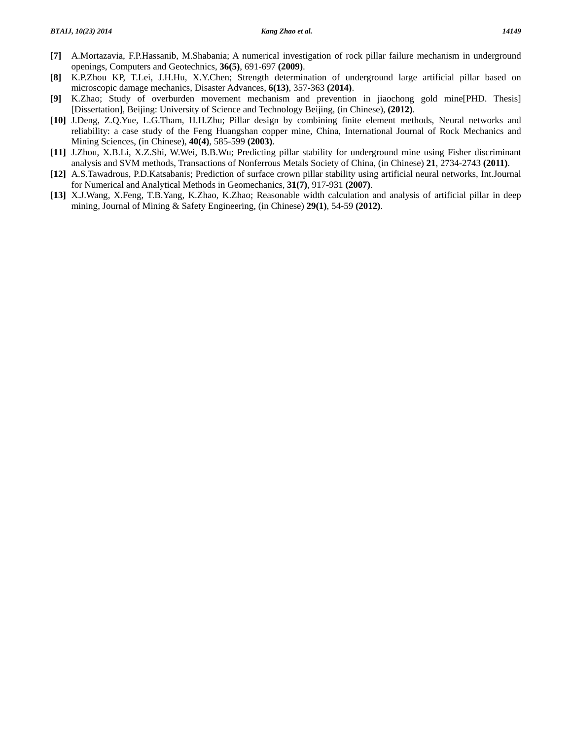**[7]** A.Mortazavia, F.P.Hassanib, M.Shabania; A numerical investigation of rock pillar failure mechanism in underground openings, Computers and Geotechnics, **36(5)**, 691-697 **(2009)**.

**[8]** K.P.Zhou KP, T.Lei, J.H.Hu, X.Y.Chen; Strength determination of underground large artificial pillar based on microscopic damage mechanics, Disaster Advances, **6(13)**, 357-363 **(2014)**.

**[9]** K.Zhao; Study of overburden movement mechanism and prevention in jiaochong gold mine[PHD. Thesis][Dissertation], Beijing: University of Science and Technology Beijing, (in Chinese), **(2012)**.

**[10]** J.Deng, Z.Q.Yue, L.G.Tham, H.H.Zhu; Pillar design by combining finite element methods, Neural networks and reliability: a case study of the Feng Huangshan copper mine, China, International Journal of Rock Mechanics and Mining Sciences, (in Chinese), **40(4)**, 585-599 **(2003)**.

**[11]** J.Zhou, X.B.Li, X.Z.Shi, W.Wei, B.B.Wu; Predicting pillar stability for underground mine using Fisher discriminant analysis and SVM methods, Transactions of Nonferrous Metals Society of China, (in Chinese) **21**, 2734-2743 **(2011)**.

**[12]** A.S.Tawadrous, P.D.Katsabanis; Prediction of surface crown pillar stability using artificial neural networks, Int.Journal for Numerical and Analytical Methods in Geomechanics, **31(7)**, 917-931 **(2007)**.

**[13]** X.J.Wang, X.Feng, T.B.Yang, K.Zhao, K.Zhao; Reasonable width calculation and analysis of artificial pillar in deep mining, Journal of Mining & Safety Engineering, (in Chinese) **29(1)**, 54-59 **(2012)**.